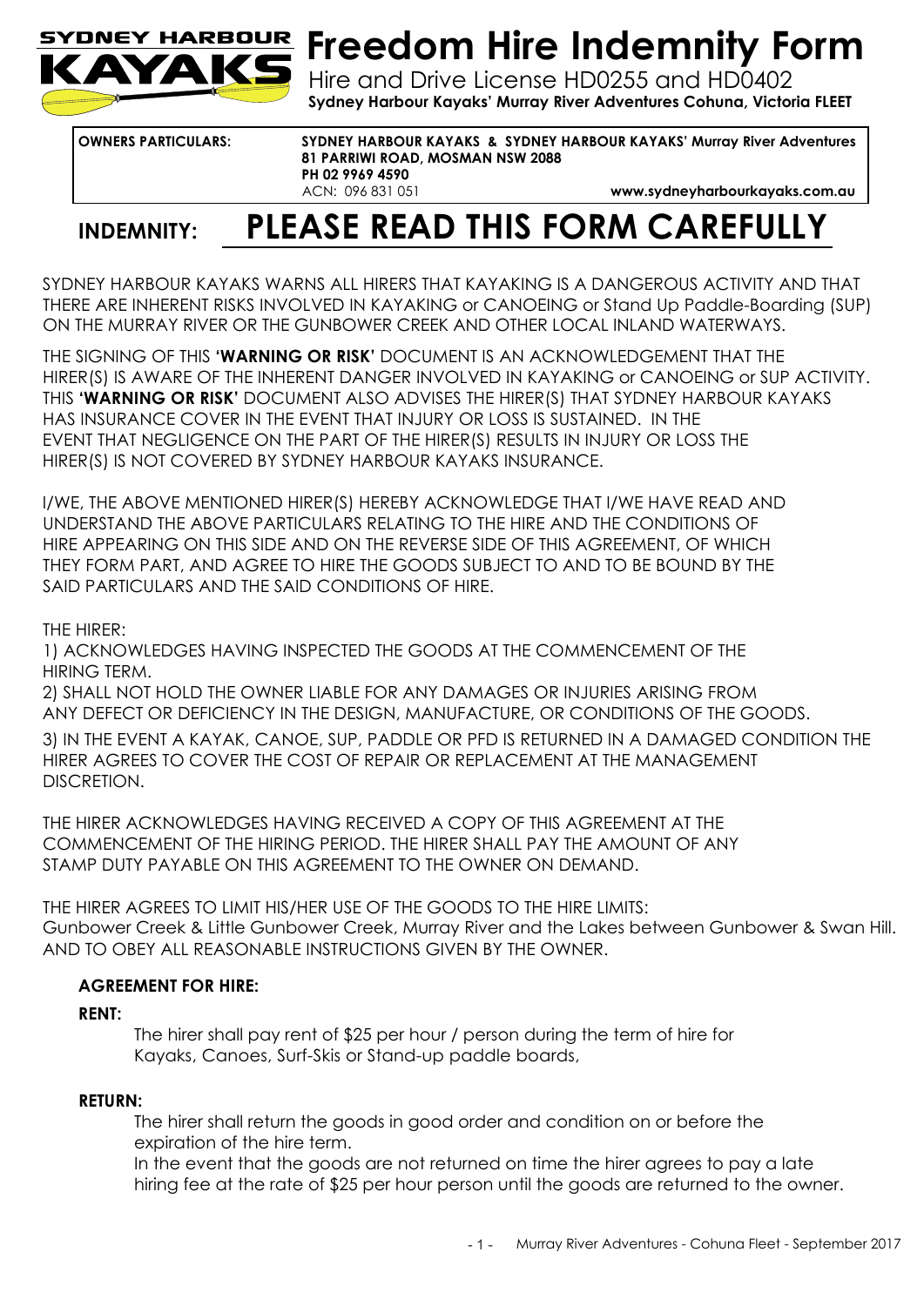# Freedom Hire Indemnity Form

SYDNEY HARBOUR KAYAKS

Hire and Drive License HD0255 and HD0402

**Sydney Harbour Kayaks' Murray River Adventures Cohuna, Victoria FLEET**

| **OWNERS PARTICULARS:** | **SYDNEY HARBOUR KAYAKS & SYDNEY HARBOUR KAYAKS' Murray River Adventures**<br>**81 PARRIWI ROAD, MOSMAN NSW 2088**<br>**PH 02 9969 4590**<br>ACN: 096 831 051 **www.sydneyharbourkayaks.com.au** |
|---|---|

## INDEMNITY: PLEASE READ THIS FORM CAREFULLY

SYDNEY HARBOUR KAYAKS WARNS ALL HIRERS THAT KAYAKING IS A DANGEROUS ACTIVITY AND THAT THERE ARE INHERENT RISKS INVOLVED IN KAYAKING or CANOEING or Stand Up Paddle-Boarding (SUP) ON THE MURRAY RIVER OR THE GUNBOWER CREEK AND OTHER LOCAL INLAND WATERWAYS.

THE SIGNING OF THIS **'WARNING OR RISK'** DOCUMENT IS AN ACKNOWLEDGEMENT THAT THE HIRER(S) IS AWARE OF THE INHERENT DANGER INVOLVED IN KAYAKING or CANOEING or SUP ACTIVITY. THIS **'WARNING OR RISK'** DOCUMENT ALSO ADVISES THE HIRER(S) THAT SYDNEY HARBOUR KAYAKS HAS INSURANCE COVER IN THE EVENT THAT INJURY OR LOSS IS SUSTAINED. IN THE EVENT THAT NEGLIGENCE ON THE PART OF THE HIRER(S) RESULTS IN INJURY OR LOSS THE HIRER(S) IS NOT COVERED BY SYDNEY HARBOUR KAYAKS INSURANCE.

I/WE, THE ABOVE MENTIONED HIRER(S) HEREBY ACKNOWLEDGE THAT I/WE HAVE READ AND UNDERSTAND THE ABOVE PARTICULARS RELATING TO THE HIRE AND THE CONDITIONS OF HIRE APPEARING ON THIS SIDE AND ON THE REVERSE SIDE OF THIS AGREEMENT, OF WHICH THEY FORM PART, AND AGREE TO HIRE THE GOODS SUBJECT TO AND TO BE BOUND BY THE SAID PARTICULARS AND THE SAID CONDITIONS OF HIRE.

THE HIRER:

1) ACKNOWLEDGES HAVING INSPECTED THE GOODS AT THE COMMENCEMENT OF THE HIRING TERM.

2) SHALL NOT HOLD THE OWNER LIABLE FOR ANY DAMAGES OR INJURIES ARISING FROM ANY DEFECT OR DEFICIENCY IN THE DESIGN, MANUFACTURE, OR CONDITIONS OF THE GOODS.

3) IN THE EVENT A KAYAK, CANOE, SUP, PADDLE OR PFD IS RETURNED IN A DAMAGED CONDITION THE HIRER AGREES TO COVER THE COST OF REPAIR OR REPLACEMENT AT THE MANAGEMENT DISCRETION.

THE HIRER ACKNOWLEDGES HAVING RECEIVED A COPY OF THIS AGREEMENT AT THE COMMENCEMENT OF THE HIRING PERIOD. THE HIRER SHALL PAY THE AMOUNT OF ANY STAMP DUTY PAYABLE ON THIS AGREEMENT TO THE OWNER ON DEMAND.

THE HIRER AGREES TO LIMIT HIS/HER USE OF THE GOODS TO THE HIRE LIMITS:
Gunbower Creek & Little Gunbower Creek, Murray River and the Lakes between Gunbower & Swan Hill. AND TO OBEY ALL REASONABLE INSTRUCTIONS GIVEN BY THE OWNER.

### AGREEMENT FOR HIRE:

**RENT:**

The hirer shall pay rent of $25 per hour / person during the term of hire for Kayaks, Canoes, Surf-Skis or Stand-up paddle boards,

**RETURN:**

The hirer shall return the goods in good order and condition on or before the expiration of the hire term.

In the event that the goods are not returned on time the hirer agrees to pay a late hiring fee at the rate of $25 per hour person until the goods are returned to the owner.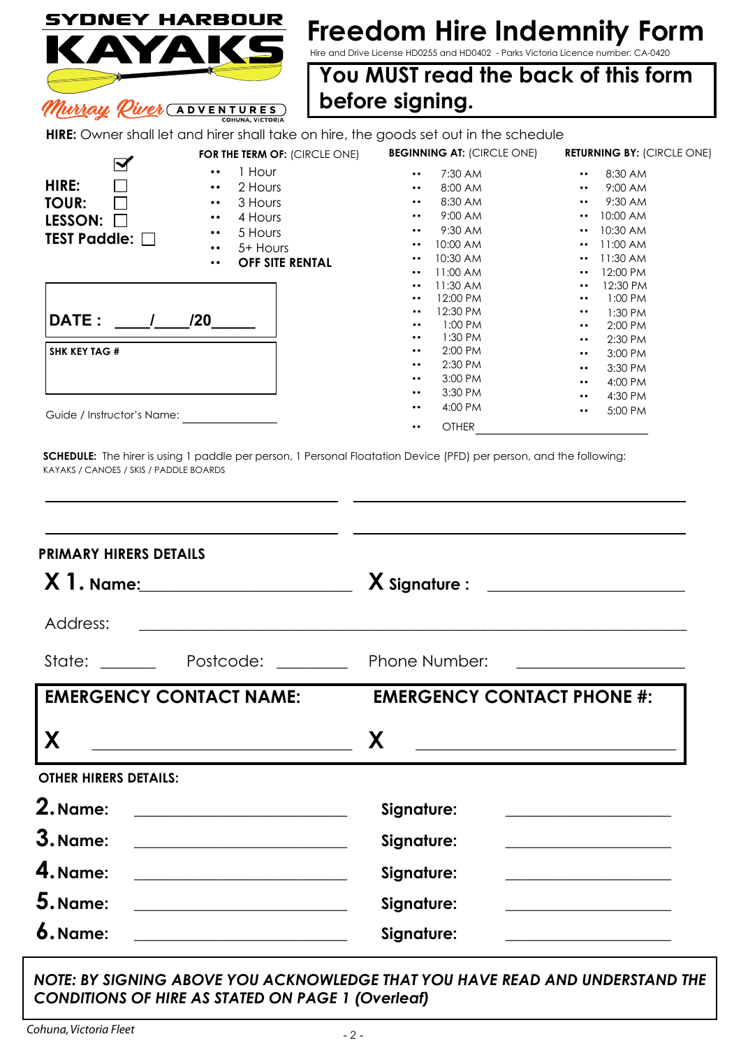SYDNEY HARBOUR KAYAKS

Murray River ADVENTURES COHUNA, VICTORIA

# Freedom Hire Indemnity Form

Hire and Drive License HD0255 and HD0402 - Parks Victoria Licence number: CA-0420

**You MUST read the back of this form before signing.**

**HIRE:** Owner shall let and hirer shall take on hire, the goods set out in the schedule

☑

**HIRE:** ☐
**TOUR:** ☐
**LESSON:** ☐
**TEST Paddle:** ☐

**FOR THE TERM OF:** (CIRCLE ONE)

- 1 Hour
- 2 Hours
- 3 Hours
- 4 Hours
- 5 Hours
- 5+ Hours
- **OFF SITE RENTAL**

**BEGINNING AT:** (CIRCLE ONE)

- 7:30 AM
- 8:00 AM
- 8:30 AM
- 9:00 AM
- 9:30 AM
- 10:00 AM
- 10:30 AM
- 11:00 AM
- 11:30 AM
- 12:00 PM
- 12:30 PM
- 1:00 PM
- 1:30 PM
- 2:00 PM
- 2:30 PM
- 3:00 PM
- 3:30 PM
- 4:00 PM
- OTHER ____________________

**RETURNING BY:** (CIRCLE ONE)

- 8:30 AM
- 9:00 AM
- 9:30 AM
- 10:00 AM
- 10:30 AM
- 11:00 AM
- 11:30 AM
- 12:00 PM
- 12:30 PM
- 1:00 PM
- 1:30 PM
- 2:00 PM
- 2:30 PM
- 3:00 PM
- 3:30 PM
- 4:00 PM
- 4:30 PM
- 5:00 PM

**DATE :** ____/____/20_____

**SHK KEY TAG #**

Guide / Instructor's Name: ______________

**SCHEDULE:** The hirer is using 1 paddle per person, 1 Personal Floatation Device (PFD) per person, and the following:
KAYAKS / CANOES / SKIS / PADDLE BOARDS

______________________ ______________________

______________________ ______________________

**PRIMARY HIRERS DETAILS**

**X 1. Name:** ______________________ **X Signature :** ______________________

Address: ______________________________________________

State: ______ Postcode: ________ Phone Number: ______________

| **EMERGENCY CONTACT NAME:** | **EMERGENCY CONTACT PHONE #:** |
|---|---|
| **X** ______________________ | **X** ______________________ |

**OTHER HIRERS DETAILS:**

**2. Name:** ______________________ **Signature:** ______________

**3. Name:** ______________________ **Signature:** ______________

**4. Name:** ______________________ **Signature:** ______________

**5. Name:** ______________________ **Signature:** ______________

**6. Name:** ______________________ **Signature:** ______________

***NOTE: BY SIGNING ABOVE YOU ACKNOWLEDGE THAT YOU HAVE READ AND UNDERSTAND THE CONDITIONS OF HIRE AS STATED ON PAGE 1 (Overleaf)***

*Cohuna, Victoria Fleet*